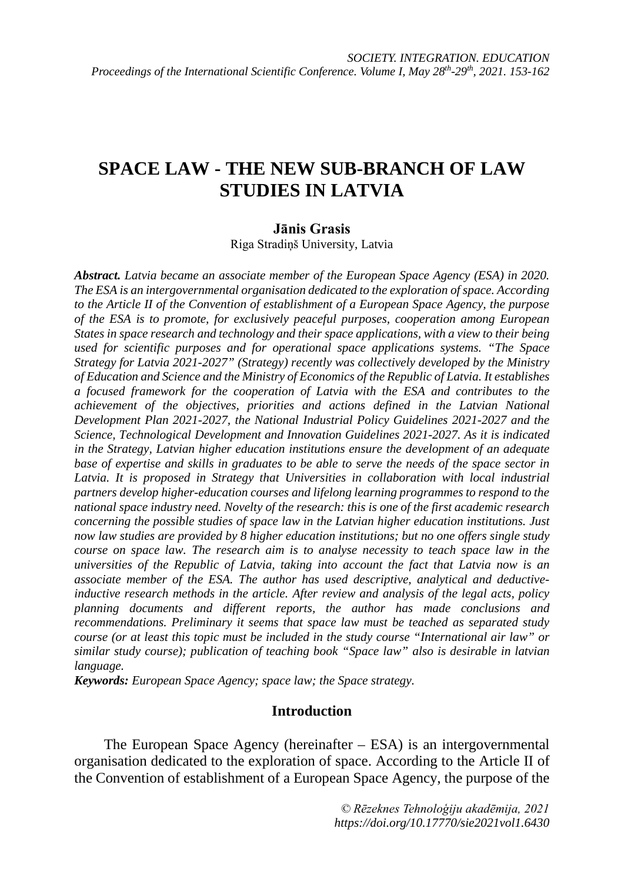# SPACE LAW - THE NEW SUB-BRANCH OF LAW STUDIES IN LATVIA

**Jānis Grasis**

Riga Stradiņš University, Latvia

***Abstract.*** *Latvia became an associate member of the European Space Agency (ESA) in 2020. The ESA is an intergovernmental organisation dedicated to the exploration of space. According to the Article II of the Convention of establishment of a European Space Agency, the purpose of the ESA is to promote, for exclusively peaceful purposes, cooperation among European States in space research and technology and their space applications, with a view to their being used for scientific purposes and for operational space applications systems. "The Space Strategy for Latvia 2021-2027" (Strategy) recently was collectively developed by the Ministry of Education and Science and the Ministry of Economics of the Republic of Latvia. It establishes a focused framework for the cooperation of Latvia with the ESA and contributes to the achievement of the objectives, priorities and actions defined in the Latvian National Development Plan 2021-2027, the National Industrial Policy Guidelines 2021-2027 and the Science, Technological Development and Innovation Guidelines 2021-2027. As it is indicated in the Strategy, Latvian higher education institutions ensure the development of an adequate base of expertise and skills in graduates to be able to serve the needs of the space sector in Latvia. It is proposed in Strategy that Universities in collaboration with local industrial partners develop higher-education courses and lifelong learning programmes to respond to the national space industry need. Novelty of the research: this is one of the first academic research concerning the possible studies of space law in the Latvian higher education institutions. Just now law studies are provided by 8 higher education institutions; but no one offers single study course on space law. The research aim is to analyse necessity to teach space law in the universities of the Republic of Latvia, taking into account the fact that Latvia now is an associate member of the ESA. The author has used descriptive, analytical and deductive-inductive research methods in the article. After review and analysis of the legal acts, policy planning documents and different reports, the author has made conclusions and recommendations. Preliminary it seems that space law must be teached as separated study course (or at least this topic must be included in the study course "International air law" or similar study course); publication of teaching book "Space law" also is desirable in latvian language.*

***Keywords:*** *European Space Agency; space law; the Space strategy.*

## Introduction

The European Space Agency (hereinafter – ESA) is an intergovernmental organisation dedicated to the exploration of space. According to the Article II of the Convention of establishment of a European Space Agency, the purpose of the

*© Rēzeknes Tehnoloģiju akadēmija, 2021*
*https://doi.org/10.17770/sie2021vol1.6430*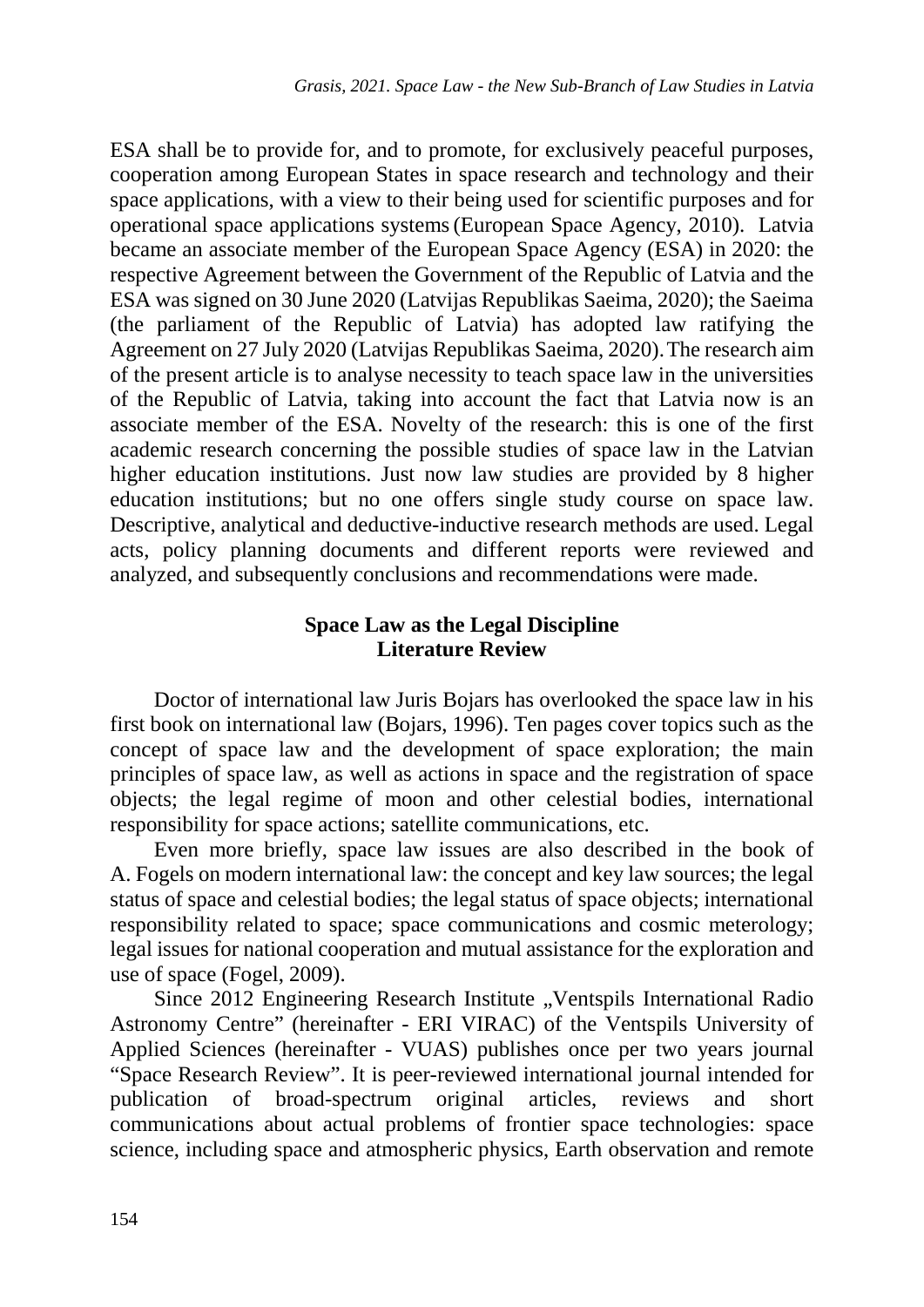ESA shall be to provide for, and to promote, for exclusively peaceful purposes, cooperation among European States in space research and technology and their space applications, with a view to their being used for scientific purposes and for operational space applications systems (European Space Agency, 2010). Latvia became an associate member of the European Space Agency (ESA) in 2020: the respective Agreement between the Government of the Republic of Latvia and the ESA was signed on 30 June 2020 (Latvijas Republikas Saeima, 2020); the Saeima (the parliament of the Republic of Latvia) has adopted law ratifying the Agreement on 27 July 2020 (Latvijas Republikas Saeima, 2020). The research aim of the present article is to analyse necessity to teach space law in the universities of the Republic of Latvia, taking into account the fact that Latvia now is an associate member of the ESA. Novelty of the research: this is one of the first academic research concerning the possible studies of space law in the Latvian higher education institutions. Just now law studies are provided by 8 higher education institutions; but no one offers single study course on space law. Descriptive, analytical and deductive-inductive research methods are used. Legal acts, policy planning documents and different reports were reviewed and analyzed, and subsequently conclusions and recommendations were made.

## Space Law as the Legal Discipline
## Literature Review

Doctor of international law Juris Bojars has overlooked the space law in his first book on international law (Bojars, 1996). Ten pages cover topics such as the concept of space law and the development of space exploration; the main principles of space law, as well as actions in space and the registration of space objects; the legal regime of moon and other celestial bodies, international responsibility for space actions; satellite communications, etc.

Even more briefly, space law issues are also described in the book of A. Fogels on modern international law: the concept and key law sources; the legal status of space and celestial bodies; the legal status of space objects; international responsibility related to space; space communications and cosmic meterology; legal issues for national cooperation and mutual assistance for the exploration and use of space (Fogel, 2009).

Since 2012 Engineering Research Institute „Ventspils International Radio Astronomy Centre" (hereinafter - ERI VIRAC) of the Ventspils University of Applied Sciences (hereinafter - VUAS) publishes once per two years journal "Space Research Review". It is peer-reviewed international journal intended for publication of broad-spectrum original articles, reviews and short communications about actual problems of frontier space technologies: space science, including space and atmospheric physics, Earth observation and remote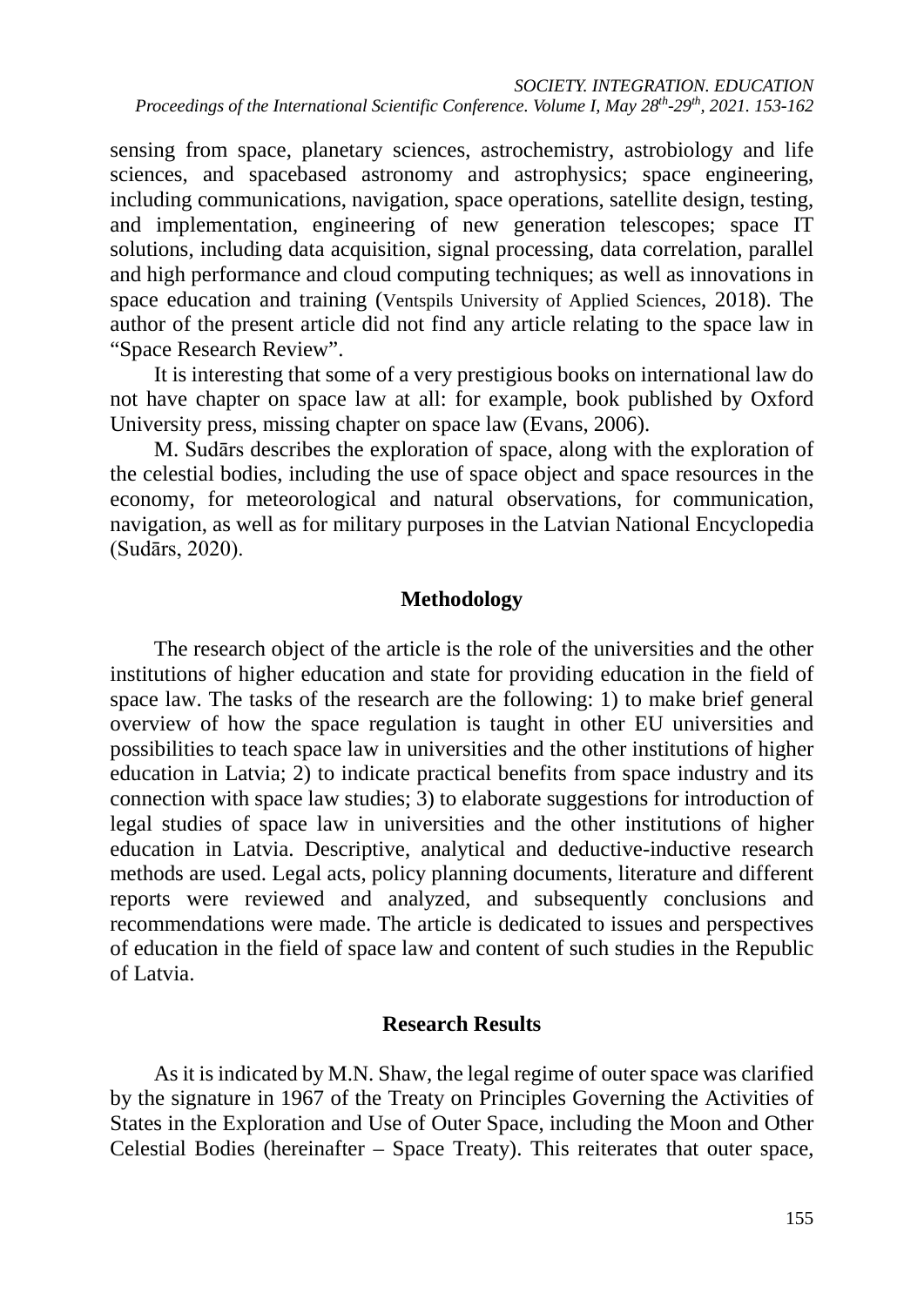sensing from space, planetary sciences, astrochemistry, astrobiology and life sciences, and spacebased astronomy and astrophysics; space engineering, including communications, navigation, space operations, satellite design, testing, and implementation, engineering of new generation telescopes; space IT solutions, including data acquisition, signal processing, data correlation, parallel and high performance and cloud computing techniques; as well as innovations in space education and training (Ventspils University of Applied Sciences, 2018). The author of the present article did not find any article relating to the space law in "Space Research Review".

It is interesting that some of a very prestigious books on international law do not have chapter on space law at all: for example, book published by Oxford University press, missing chapter on space law (Evans, 2006).

M. Sudārs describes the exploration of space, along with the exploration of the celestial bodies, including the use of space object and space resources in the economy, for meteorological and natural observations, for communication, navigation, as well as for military purposes in the Latvian National Encyclopedia (Sudārs, 2020).

## Methodology

The research object of the article is the role of the universities and the other institutions of higher education and state for providing education in the field of space law. The tasks of the research are the following: 1) to make brief general overview of how the space regulation is taught in other EU universities and possibilities to teach space law in universities and the other institutions of higher education in Latvia; 2) to indicate practical benefits from space industry and its connection with space law studies; 3) to elaborate suggestions for introduction of legal studies of space law in universities and the other institutions of higher education in Latvia. Descriptive, analytical and deductive-inductive research methods are used. Legal acts, policy planning documents, literature and different reports were reviewed and analyzed, and subsequently conclusions and recommendations were made. The article is dedicated to issues and perspectives of education in the field of space law and content of such studies in the Republic of Latvia.

## Research Results

As it is indicated by M.N. Shaw, the legal regime of outer space was clarified by the signature in 1967 of the Treaty on Principles Governing the Activities of States in the Exploration and Use of Outer Space, including the Moon and Other Celestial Bodies (hereinafter – Space Treaty). This reiterates that outer space,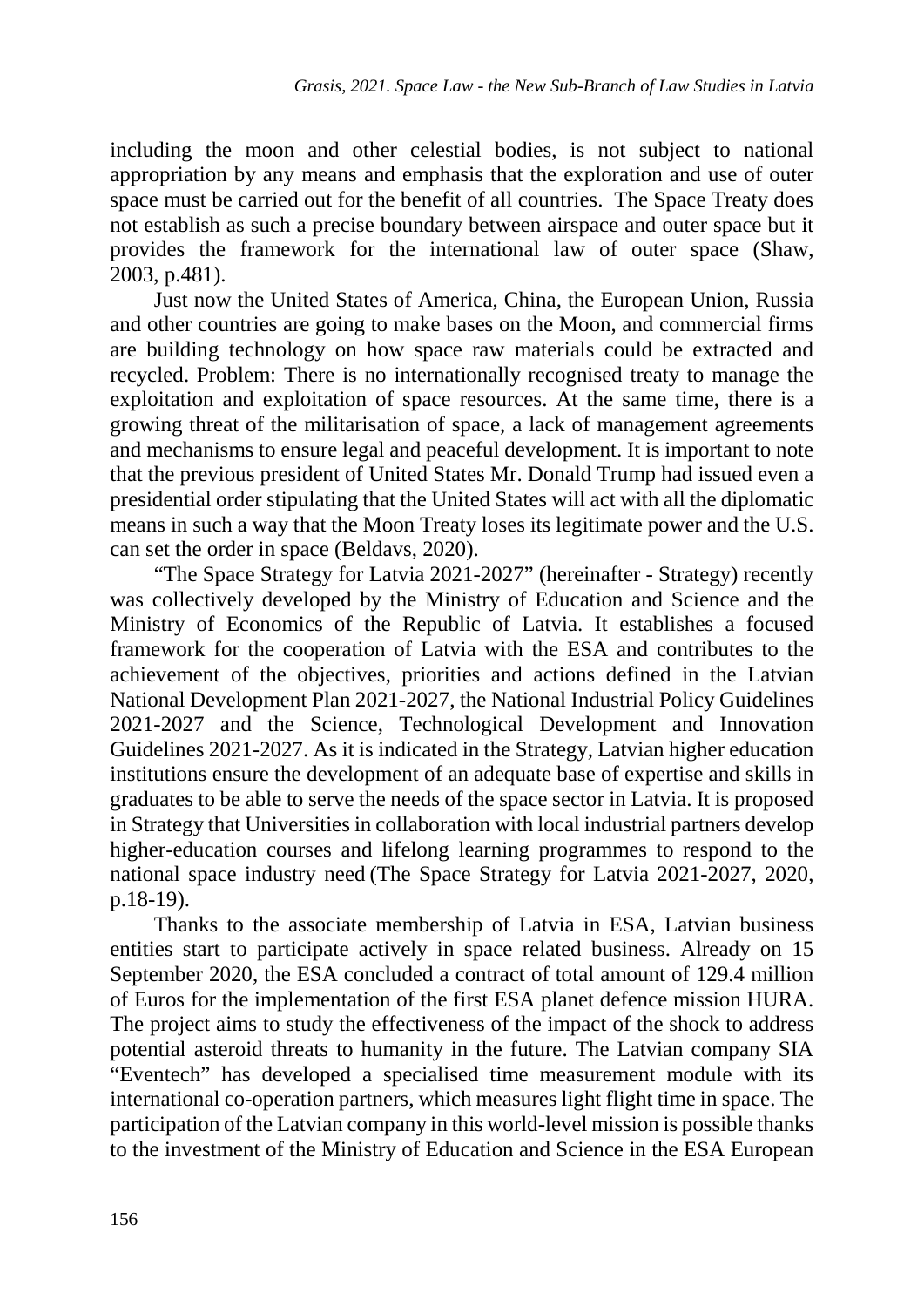including the moon and other celestial bodies, is not subject to national appropriation by any means and emphasis that the exploration and use of outer space must be carried out for the benefit of all countries. The Space Treaty does not establish as such a precise boundary between airspace and outer space but it provides the framework for the international law of outer space (Shaw, 2003, p.481).

Just now the United States of America, China, the European Union, Russia and other countries are going to make bases on the Moon, and commercial firms are building technology on how space raw materials could be extracted and recycled. Problem: There is no internationally recognised treaty to manage the exploitation and exploitation of space resources. At the same time, there is a growing threat of the militarisation of space, a lack of management agreements and mechanisms to ensure legal and peaceful development. It is important to note that the previous president of United States Mr. Donald Trump had issued even a presidential order stipulating that the United States will act with all the diplomatic means in such a way that the Moon Treaty loses its legitimate power and the U.S. can set the order in space (Beldavs, 2020).

"The Space Strategy for Latvia 2021-2027" (hereinafter - Strategy) recently was collectively developed by the Ministry of Education and Science and the Ministry of Economics of the Republic of Latvia. It establishes a focused framework for the cooperation of Latvia with the ESA and contributes to the achievement of the objectives, priorities and actions defined in the Latvian National Development Plan 2021-2027, the National Industrial Policy Guidelines 2021-2027 and the Science, Technological Development and Innovation Guidelines 2021-2027. As it is indicated in the Strategy, Latvian higher education institutions ensure the development of an adequate base of expertise and skills in graduates to be able to serve the needs of the space sector in Latvia. It is proposed in Strategy that Universities in collaboration with local industrial partners develop higher-education courses and lifelong learning programmes to respond to the national space industry need (The Space Strategy for Latvia 2021-2027, 2020, p.18-19).

Thanks to the associate membership of Latvia in ESA, Latvian business entities start to participate actively in space related business. Already on 15 September 2020, the ESA concluded a contract of total amount of 129.4 million of Euros for the implementation of the first ESA planet defence mission HURA. The project aims to study the effectiveness of the impact of the shock to address potential asteroid threats to humanity in the future. The Latvian company SIA "Eventech" has developed a specialised time measurement module with its international co-operation partners, which measures light flight time in space. The participation of the Latvian company in this world-level mission is possible thanks to the investment of the Ministry of Education and Science in the ESA European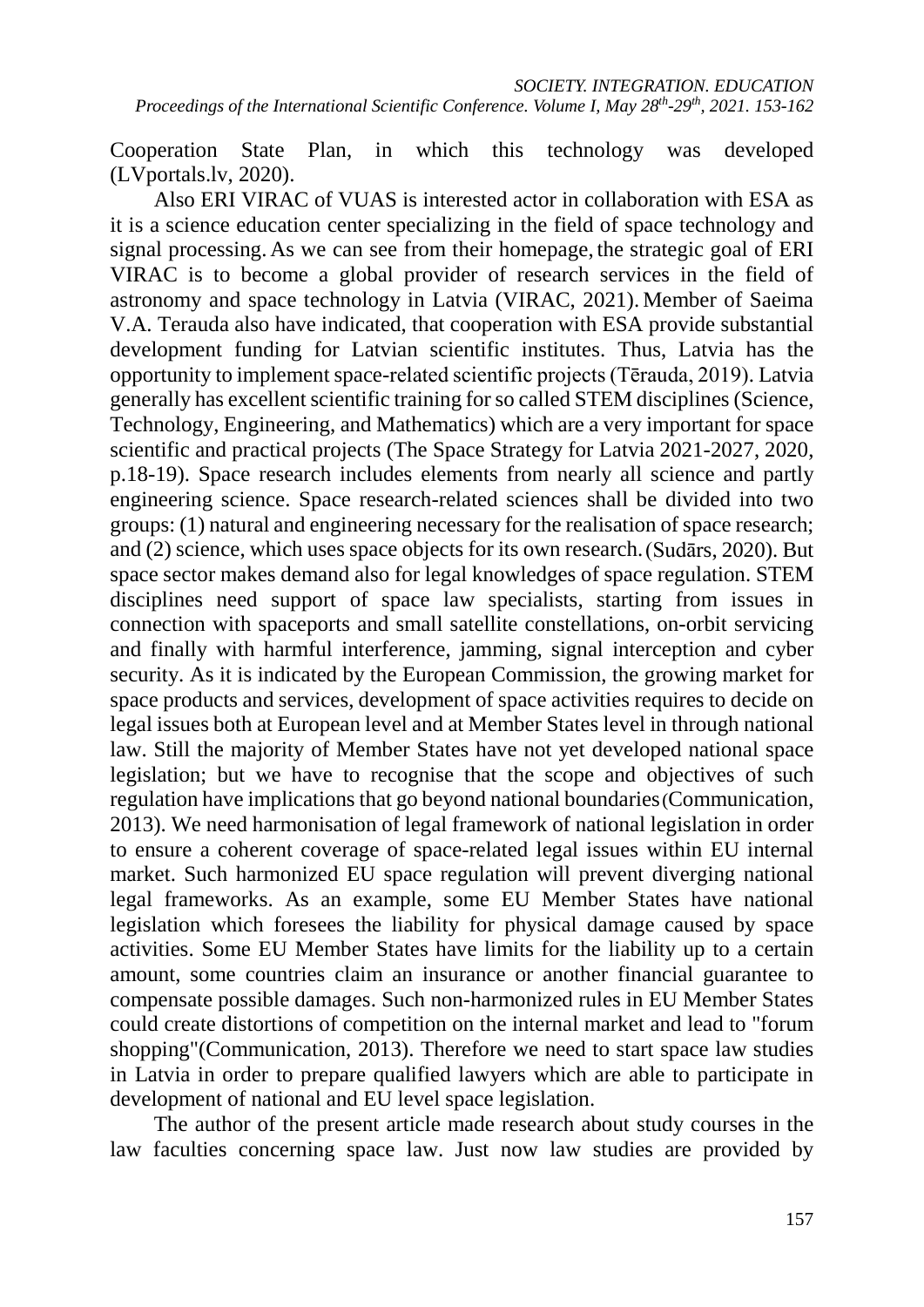Cooperation State Plan, in which this technology was developed (LVportals.lv, 2020).

Also ERI VIRAC of VUAS is interested actor in collaboration with ESA as it is a science education center specializing in the field of space technology and signal processing. As we can see from their homepage, the strategic goal of ERI VIRAC is to become a global provider of research services in the field of astronomy and space technology in Latvia (VIRAC, 2021). Member of Saeima V.A. Terauda also have indicated, that cooperation with ESA provide substantial development funding for Latvian scientific institutes. Thus, Latvia has the opportunity to implement space-related scientific projects (Tērauda, 2019). Latvia generally has excellent scientific training for so called STEM disciplines (Science, Technology, Engineering, and Mathematics) which are a very important for space scientific and practical projects (The Space Strategy for Latvia 2021-2027, 2020, p.18-19). Space research includes elements from nearly all science and partly engineering science. Space research-related sciences shall be divided into two groups: (1) natural and engineering necessary for the realisation of space research; and (2) science, which uses space objects for its own research. (Sudārs, 2020). But space sector makes demand also for legal knowledges of space regulation. STEM disciplines need support of space law specialists, starting from issues in connection with spaceports and small satellite constellations, on-orbit servicing and finally with harmful interference, jamming, signal interception and cyber security. As it is indicated by the European Commission, the growing market for space products and services, development of space activities requires to decide on legal issues both at European level and at Member States level in through national law. Still the majority of Member States have not yet developed national space legislation; but we have to recognise that the scope and objectives of such regulation have implications that go beyond national boundaries (Communication, 2013). We need harmonisation of legal framework of national legislation in order to ensure a coherent coverage of space-related legal issues within EU internal market. Such harmonized EU space regulation will prevent diverging national legal frameworks. As an example, some EU Member States have national legislation which foresees the liability for physical damage caused by space activities. Some EU Member States have limits for the liability up to a certain amount, some countries claim an insurance or another financial guarantee to compensate possible damages. Such non-harmonized rules in EU Member States could create distortions of competition on the internal market and lead to "forum shopping"(Communication, 2013). Therefore we need to start space law studies in Latvia in order to prepare qualified lawyers which are able to participate in development of national and EU level space legislation.

The author of the present article made research about study courses in the law faculties concerning space law. Just now law studies are provided by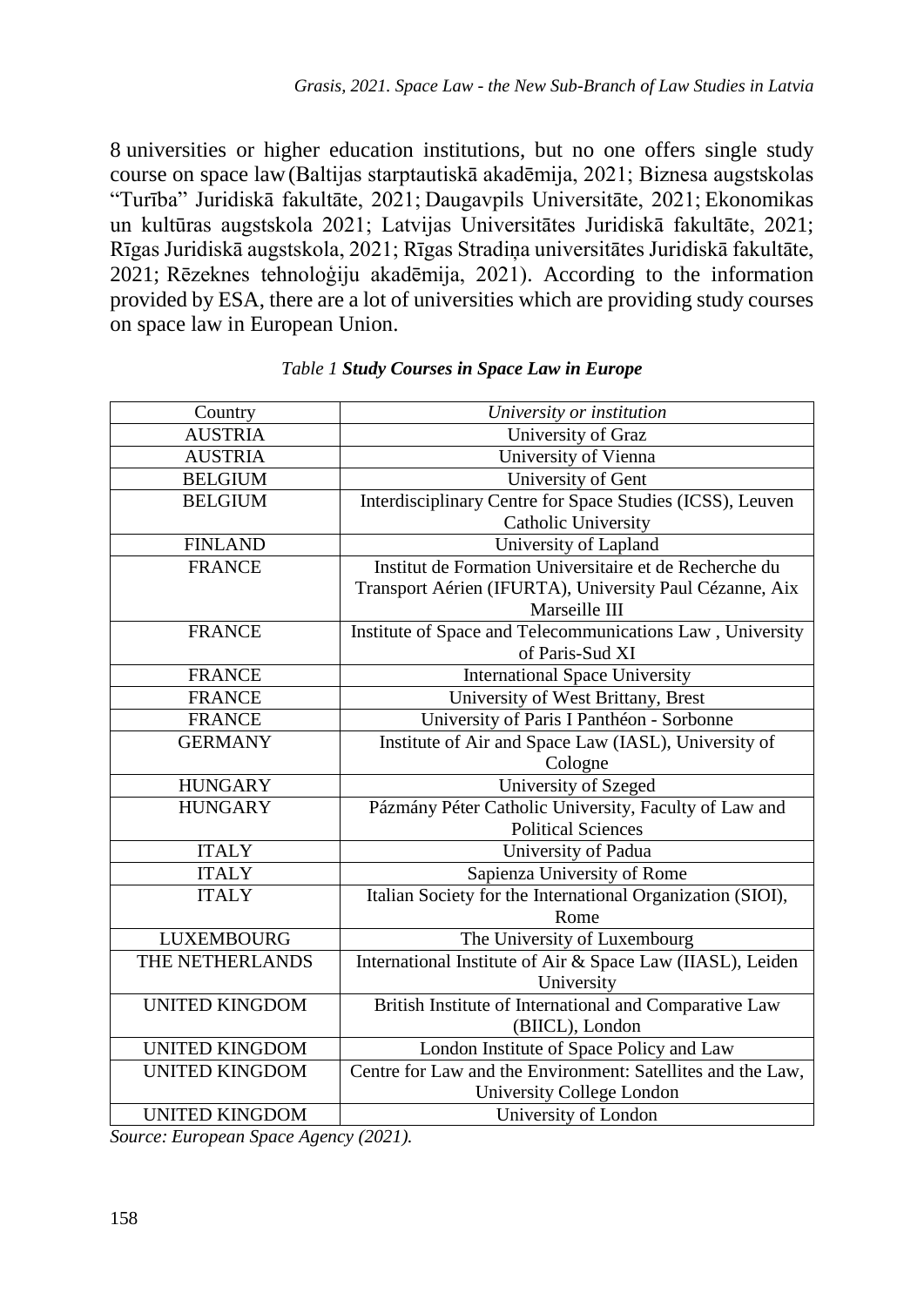8 universities or higher education institutions, but no one offers single study course on space law (Baltijas starptautiskā akadēmija, 2021; Biznesa augstskolas "Turība" Juridiskā fakultāte, 2021; Daugavpils Universitāte, 2021; Ekonomikas un kultūras augstskola 2021; Latvijas Universitātes Juridiskā fakultāte, 2021; Rīgas Juridiskā augstskola, 2021; Rīgas Stradiņa universitātes Juridiskā fakultāte, 2021; Rēzeknes tehnoloģiju akadēmija, 2021). According to the information provided by ESA, there are a lot of universities which are providing study courses on space law in European Union.

*Table 1* ***Study Courses in Space Law in Europe***

| Country | *University or institution* |
|---|---|
| AUSTRIA | University of Graz |
| AUSTRIA | University of Vienna |
| BELGIUM | University of Gent |
| BELGIUM | Interdisciplinary Centre for Space Studies (ICSS), Leuven Catholic University |
| FINLAND | University of Lapland |
| FRANCE | Institut de Formation Universitaire et de Recherche du Transport Aérien (IFURTA), University Paul Cézanne, Aix Marseille III |
| FRANCE | Institute of Space and Telecommunications Law , University of Paris-Sud XI |
| FRANCE | International Space University |
| FRANCE | University of West Brittany, Brest |
| FRANCE | University of Paris I Panthéon - Sorbonne |
| GERMANY | Institute of Air and Space Law (IASL), University of Cologne |
| HUNGARY | University of Szeged |
| HUNGARY | Pázmány Péter Catholic University, Faculty of Law and Political Sciences |
| ITALY | University of Padua |
| ITALY | Sapienza University of Rome |
| ITALY | Italian Society for the International Organization (SIOI), Rome |
| LUXEMBOURG | The University of Luxembourg |
| THE NETHERLANDS | International Institute of Air & Space Law (IIASL), Leiden University |
| UNITED KINGDOM | British Institute of International and Comparative Law (BIICL), London |
| UNITED KINGDOM | London Institute of Space Policy and Law |
| UNITED KINGDOM | Centre for Law and the Environment: Satellites and the Law, University College London |
| UNITED KINGDOM | University of London |

*Source: European Space Agency (2021).*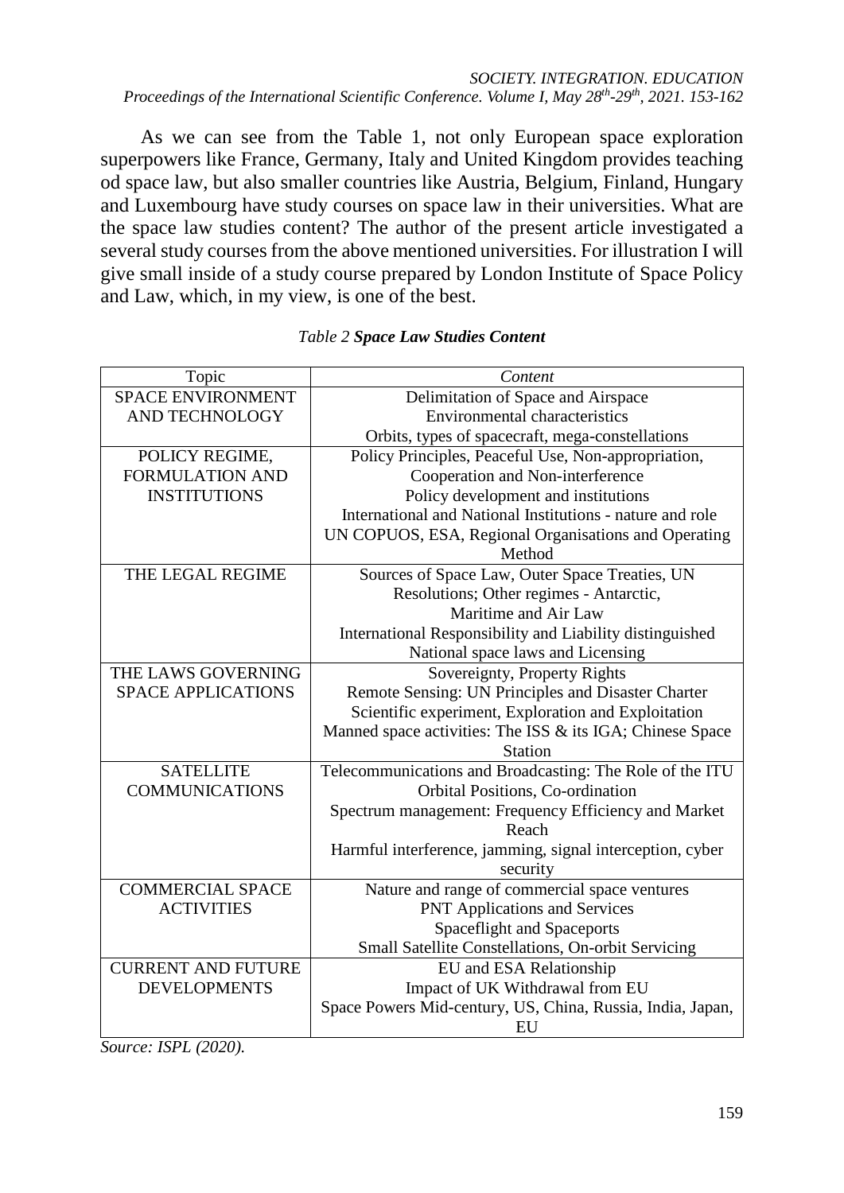As we can see from the Table 1, not only European space exploration superpowers like France, Germany, Italy and United Kingdom provides teaching od space law, but also smaller countries like Austria, Belgium, Finland, Hungary and Luxembourg have study courses on space law in their universities. What are the space law studies content? The author of the present article investigated a several study courses from the above mentioned universities. For illustration I will give small inside of a study course prepared by London Institute of Space Policy and Law, which, in my view, is one of the best.

*Table 2* ***Space Law Studies Content***

| Topic | *Content* |
|---|---|
| SPACE ENVIRONMENT AND TECHNOLOGY | Delimitation of Space and Airspace<br>Environmental characteristics<br>Orbits, types of spacecraft, mega-constellations |
| POLICY REGIME, FORMULATION AND INSTITUTIONS | Policy Principles, Peaceful Use, Non-appropriation, Cooperation and Non-interference<br>Policy development and institutions<br>International and National Institutions - nature and role<br>UN COPUOS, ESA, Regional Organisations and Operating Method |
| THE LEGAL REGIME | Sources of Space Law, Outer Space Treaties, UN Resolutions; Other regimes - Antarctic, Maritime and Air Law<br>International Responsibility and Liability distinguished<br>National space laws and Licensing |
| THE LAWS GOVERNING SPACE APPLICATIONS | Sovereignty, Property Rights<br>Remote Sensing: UN Principles and Disaster Charter<br>Scientific experiment, Exploration and Exploitation<br>Manned space activities: The ISS & its IGA; Chinese Space Station |
| SATELLITE COMMUNICATIONS | Telecommunications and Broadcasting: The Role of the ITU<br>Orbital Positions, Co-ordination<br>Spectrum management: Frequency Efficiency and Market Reach<br>Harmful interference, jamming, signal interception, cyber security |
| COMMERCIAL SPACE ACTIVITIES | Nature and range of commercial space ventures<br>PNT Applications and Services<br>Spaceflight and Spaceports<br>Small Satellite Constellations, On-orbit Servicing |
| CURRENT AND FUTURE DEVELOPMENTS | EU and ESA Relationship<br>Impact of UK Withdrawal from EU<br>Space Powers Mid-century, US, China, Russia, India, Japan, EU |

*Source: ISPL (2020).*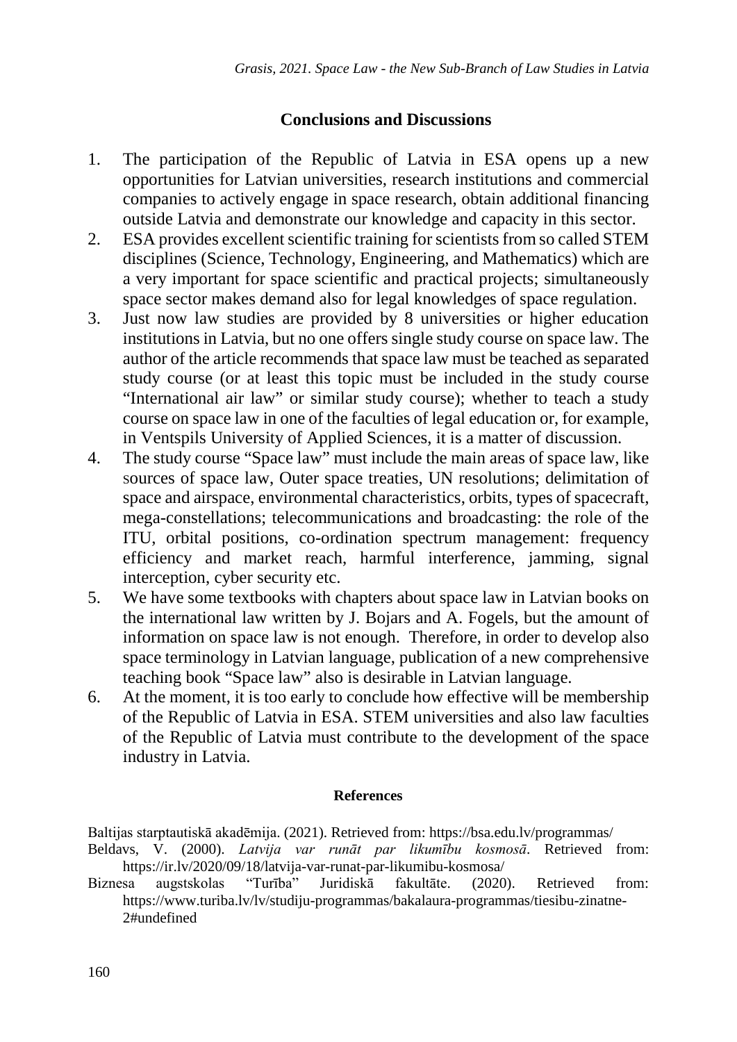## Conclusions and Discussions

1. The participation of the Republic of Latvia in ESA opens up a new opportunities for Latvian universities, research institutions and commercial companies to actively engage in space research, obtain additional financing outside Latvia and demonstrate our knowledge and capacity in this sector.
2. ESA provides excellent scientific training for scientists from so called STEM disciplines (Science, Technology, Engineering, and Mathematics) which are a very important for space scientific and practical projects; simultaneously space sector makes demand also for legal knowledges of space regulation.
3. Just now law studies are provided by 8 universities or higher education institutions in Latvia, but no one offers single study course on space law. The author of the article recommends that space law must be teached as separated study course (or at least this topic must be included in the study course "International air law" or similar study course); whether to teach a study course on space law in one of the faculties of legal education or, for example, in Ventspils University of Applied Sciences, it is a matter of discussion.
4. The study course "Space law" must include the main areas of space law, like sources of space law, Outer space treaties, UN resolutions; delimitation of space and airspace, environmental characteristics, orbits, types of spacecraft, mega-constellations; telecommunications and broadcasting: the role of the ITU, orbital positions, co-ordination spectrum management: frequency efficiency and market reach, harmful interference, jamming, signal interception, cyber security etc.
5. We have some textbooks with chapters about space law in Latvian books on the international law written by J. Bojars and A. Fogels, but the amount of information on space law is not enough. Therefore, in order to develop also space terminology in Latvian language, publication of a new comprehensive teaching book "Space law" also is desirable in Latvian language.
6. At the moment, it is too early to conclude how effective will be membership of the Republic of Latvia in ESA. STEM universities and also law faculties of the Republic of Latvia must contribute to the development of the space industry in Latvia.

### References

Baltijas starptautiskā akadēmija. (2021). Retrieved from: https://bsa.edu.lv/programmas/

Beldavs, V. (2000). *Latvija var runāt par likumību kosmosā*. Retrieved from: https://ir.lv/2020/09/18/latvija-var-runat-par-likumibu-kosmosa/

Biznesa augstskolas "Turība" Juridiskā fakultāte. (2020). Retrieved from: https://www.turiba.lv/lv/studiju-programmas/bakalaura-programmas/tiesibu-zinatne-2#undefined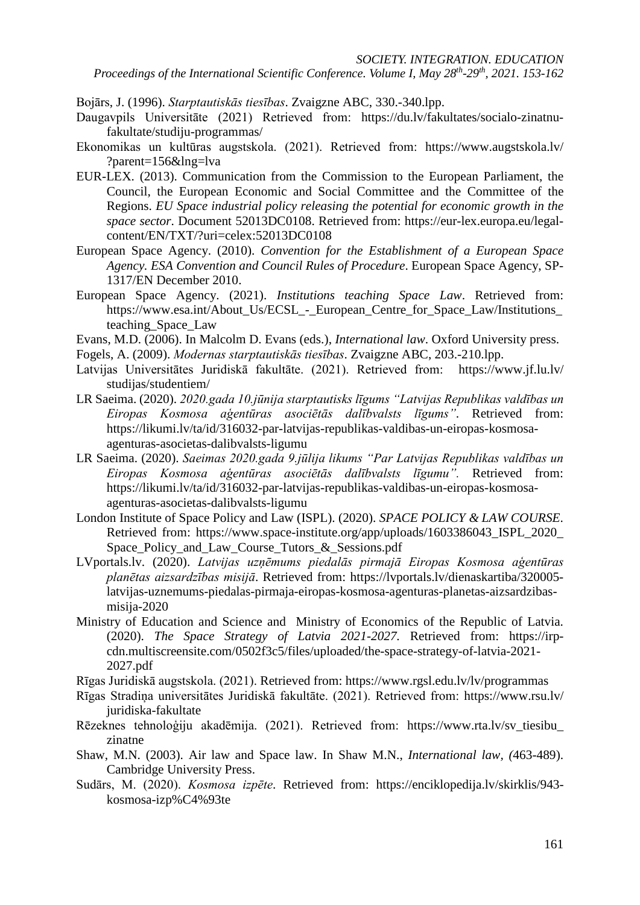Bojārs, J. (1996). *Starptautiskās tiesības*. Zvaigzne ABC, 330.-340.lpp.

Daugavpils Universitāte (2021) Retrieved from: https://du.lv/fakultates/socialo-zinatnu-fakultate/studiju-programmas/

Ekonomikas un kultūras augstskola. (2021). Retrieved from: https://www.augstskola.lv/?parent=156&lng=lva

EUR-LEX. (2013). Communication from the Commission to the European Parliament, the Council, the European Economic and Social Committee and the Committee of the Regions. *EU Space industrial policy releasing the potential for economic growth in the space sector*. Document 52013DC0108. Retrieved from: https://eur-lex.europa.eu/legal-content/EN/TXT/?uri=celex:52013DC0108

European Space Agency. (2010). *Convention for the Establishment of a European Space Agency. ESA Convention and Council Rules of Procedure*. European Space Agency, SP-1317/EN December 2010.

European Space Agency. (2021). *Institutions teaching Space Law*. Retrieved from: https://www.esa.int/About_Us/ECSL_-_European_Centre_for_Space_Law/Institutions_teaching_Space_Law

Evans, M.D. (2006). In Malcolm D. Evans (eds.), *International law*. Oxford University press.

Fogels, A. (2009). *Modernas starptautiskās tiesības*. Zvaigzne ABC, 203.-210.lpp.

Latvijas Universitātes Juridiskā fakultāte. (2021). Retrieved from: https://www.jf.lu.lv/studijas/studentiem/

LR Saeima. (2020). *2020.gada 10.jūnija starptautisks līgums "Latvijas Republikas valdības un Eiropas Kosmosa aģentūras asociētās dalībvalsts līgums"*. Retrieved from: https://likumi.lv/ta/id/316032-par-latvijas-republikas-valdibas-un-eiropas-kosmosa-agenturas-asocietas-dalibvalsts-ligumu

LR Saeima. (2020). *Saeimas 2020.gada 9.jūlija likums "Par Latvijas Republikas valdības un Eiropas Kosmosa aģentūras asociētās dalībvalsts līgumu".* Retrieved from: https://likumi.lv/ta/id/316032-par-latvijas-republikas-valdibas-un-eiropas-kosmosa-agenturas-asocietas-dalibvalsts-ligumu

London Institute of Space Policy and Law (ISPL). (2020). *SPACE POLICY & LAW COURSE*. Retrieved from: https://www.space-institute.org/app/uploads/1603386043_ISPL_2020_Space_Policy_and_Law_Course_Tutors_&_Sessions.pdf

LVportals.lv. (2020). *Latvijas uzņēmums piedalās pirmajā Eiropas Kosmosa aģentūras planētas aizsardzības misijā*. Retrieved from: https://lvportals.lv/dienaskartiba/320005-latvijas-uznemums-piedalas-pirmaja-eiropas-kosmosa-agenturas-planetas-aizsardzibas-misija-2020

Ministry of Education and Science and Ministry of Economics of the Republic of Latvia. (2020). *The Space Strategy of Latvia 2021-2027*. Retrieved from: https://irp-cdn.multiscreensite.com/0502f3c5/files/uploaded/the-space-strategy-of-latvia-2021-2027.pdf

Rīgas Juridiskā augstskola. (2021). Retrieved from: https://www.rgsl.edu.lv/lv/programmas

Rīgas Stradiņa universitātes Juridiskā fakultāte. (2021). Retrieved from: https://www.rsu.lv/juridiska-fakultate

Rēzeknes tehnoloģiju akadēmija. (2021). Retrieved from: https://www.rta.lv/sv_tiesibu_zinatne

Shaw, M.N. (2003). Air law and Space law. In Shaw M.N., *International law*, (463-489). Cambridge University Press.

Sudārs, M. (2020). *Kosmosa izpēte*. Retrieved from: https://enciklopedija.lv/skirklis/943-kosmosa-izp%C4%93te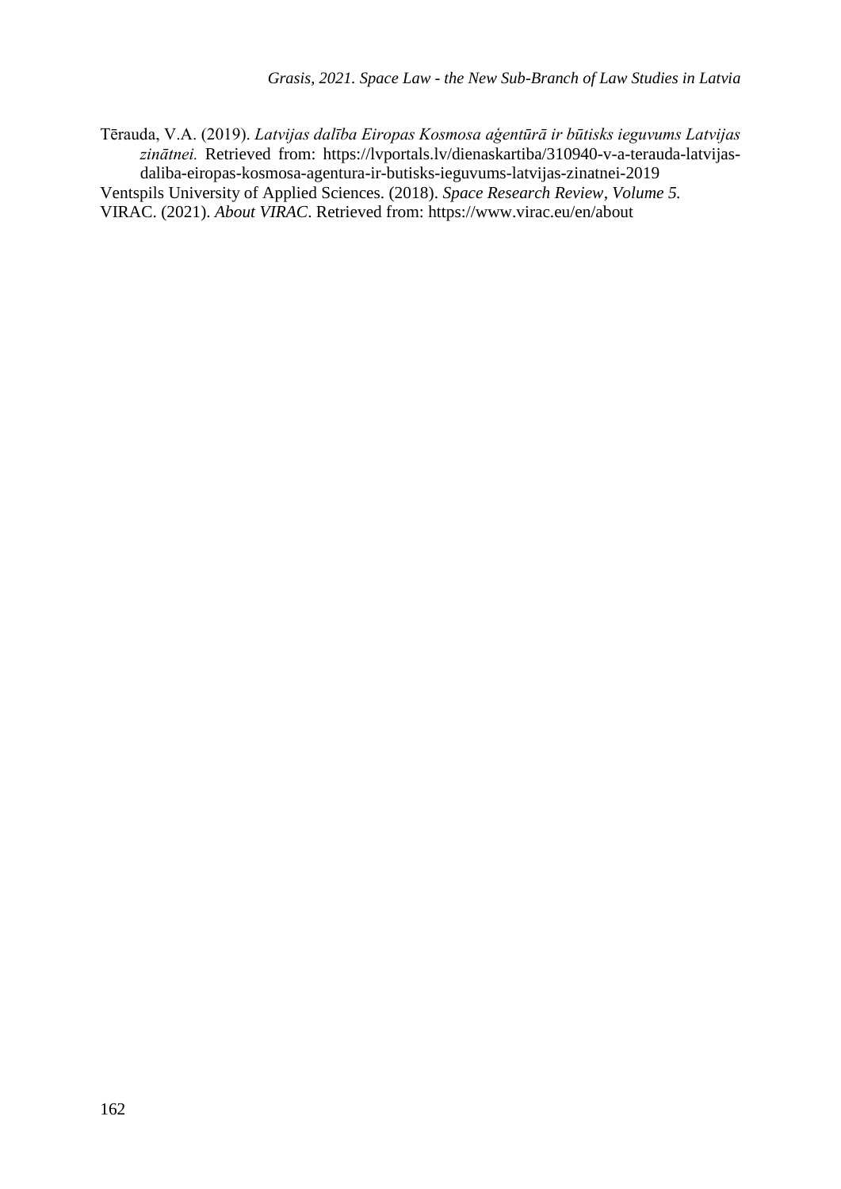Tērauda, V.A. (2019). *Latvijas dalība Eiropas Kosmosa aģentūrā ir būtisks ieguvums Latvijas zinātnei.* Retrieved from: https://lvportals.lv/dienaskartiba/310940-v-a-terauda-latvijas-daliba-eiropas-kosmosa-agentura-ir-butisks-ieguvums-latvijas-zinatnei-2019

Ventspils University of Applied Sciences. (2018). *Space Research Review, Volume 5.*

VIRAC. (2021). *About VIRAC*. Retrieved from: https://www.virac.eu/en/about